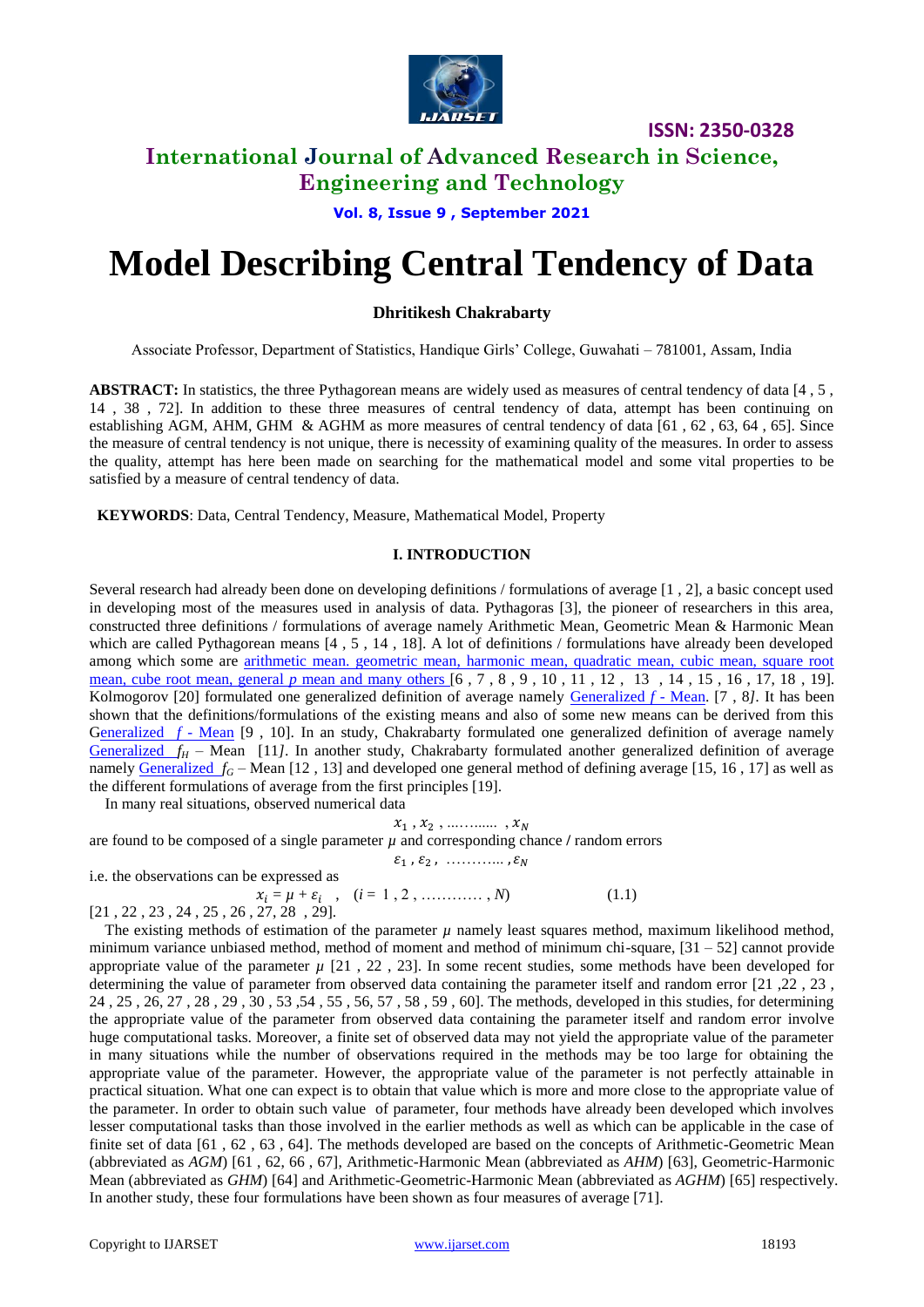# Model Describing Central Tendency of Data

**Dhritikesh Chakrabarty**

Associate Professor, Department of Statistics, Handique Girls' College, Guwahati – 781001, Assam, India

**ABSTRACT:** In statistics, the three Pythagorean means are widely used as measures of central tendency of data [4 , 5 , 14 , 38 , 72]. In addition to these three measures of central tendency of data, attempt has been continuing on establishing AGM, AHM, GHM & AGHM as more measures of central tendency of data [61 , 62 , 63, 64 , 65]. Since the measure of central tendency is not unique, there is necessity of examining quality of the measures. In order to assess the quality, attempt has here been made on searching for the mathematical model and some vital properties to be satisfied by a measure of central tendency of data.

**KEYWORDS**: Data, Central Tendency, Measure, Mathematical Model, Property

## I. INTRODUCTION

Several research had already been done on developing definitions / formulations of average [1 , 2], a basic concept used in developing most of the measures used in analysis of data. Pythagoras [3], the pioneer of researchers in this area, constructed three definitions / formulations of average namely Arithmetic Mean, Geometric Mean & Harmonic Mean which are called Pythagorean means [4 , 5 , 14 , 18]. A lot of definitions / formulations have already been developed among which some are arithmetic mean. geometric mean, harmonic mean, quadratic mean, cubic mean, square root mean, cube root mean, general *p* mean and many others [6 , 7 , 8 , 9 , 10 , 11 , 12 , 13 , 14 , 15 , 16 , 17, 18 , 19]. Kolmogorov [20] formulated one generalized definition of average namely Generalized *f* - Mean. [7 , 8]. It has been shown that the definitions/formulations of the existing means and also of some new means can be derived from this Generalized *f* - Mean [9 , 10]. In an study, Chakrabarty formulated one generalized definition of average namely Generalized $f_H$ – Mean [11]. In another study, Chakrabarty formulated another generalized definition of average namely Generalized $f_G$ – Mean [12 , 13] and developed one general method of defining average [15, 16 , 17] as well as the different formulations of average from the first principles [19].

In many real situations, observed numerical data

$$x_1 , x_2 , \ldots\ldots , x_N$$

are found to be composed of a single parameter $\mu$ and corresponding chance / random errors

$$\varepsilon_1 , \varepsilon_2 , \ldots\ldots , \varepsilon_N$$

i.e. the observations can be expressed as

$$x_i = \mu + \varepsilon_i \quad , \quad (i = 1 , 2 , \ldots\ldots\ldots , N) \qquad (1.1)$$

[21 , 22 , 23 , 24 , 25 , 26 , 27, 28 , 29].

The existing methods of estimation of the parameter $\mu$ namely least squares method, maximum likelihood method, minimum variance unbiased method, method of moment and method of minimum chi-square, [31 – 52] cannot provide appropriate value of the parameter $\mu$ [21 , 22 , 23]. In some recent studies, some methods have been developed for determining the value of parameter from observed data containing the parameter itself and random error [21 ,22 , 23 , 24 , 25 , 26, 27 , 28 , 29 , 30 , 53 ,54 , 55 , 56, 57 , 58 , 59 , 60]. The methods, developed in this studies, for determining the appropriate value of the parameter from observed data containing the parameter itself and random error involve huge computational tasks. Moreover, a finite set of observed data may not yield the appropriate value of the parameter in many situations while the number of observations required in the methods may be too large for obtaining the appropriate value of the parameter. However, the appropriate value of the parameter is not perfectly attainable in practical situation. What one can expect is to obtain that value which is more and more close to the appropriate value of the parameter. In order to obtain such value of parameter, four methods have already been developed which involves lesser computational tasks than those involved in the earlier methods as well as which can be applicable in the case of finite set of data [61 , 62 , 63 , 64]. The methods developed are based on the concepts of Arithmetic-Geometric Mean (abbreviated as *AGM*) [61 , 62, 66 , 67], Arithmetic-Harmonic Mean (abbreviated as *AHM*) [63], Geometric-Harmonic Mean (abbreviated as *GHM*) [64] and Arithmetic-Geometric-Harmonic Mean (abbreviated as *AGHM*) [65] respectively. In another study, these four formulations have been shown as four measures of average [71].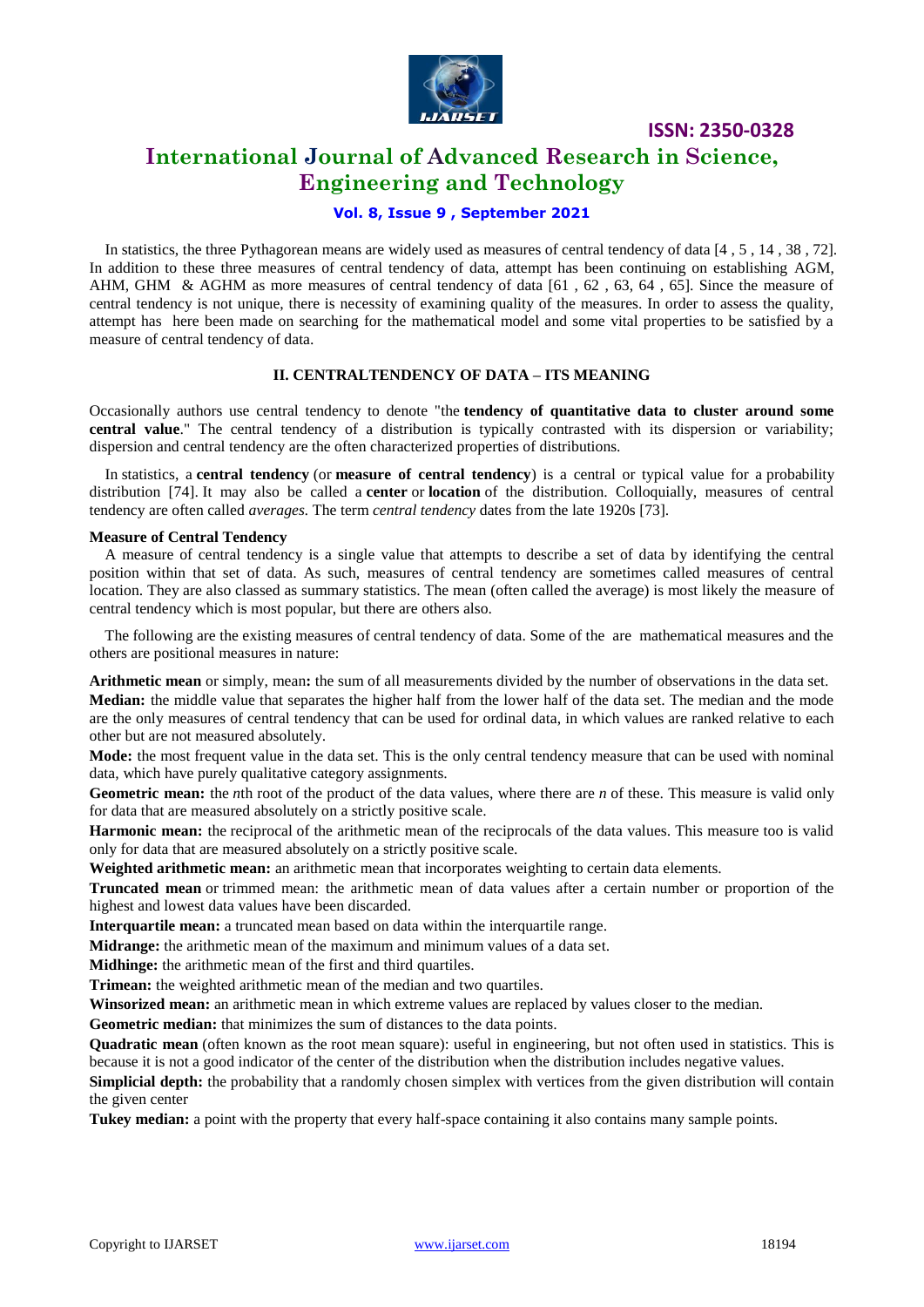In statistics, the three Pythagorean means are widely used as measures of central tendency of data [4 , 5 , 14 , 38 , 72]. In addition to these three measures of central tendency of data, attempt has been continuing on establishing AGM, AHM, GHM & AGHM as more measures of central tendency of data [61 , 62 , 63, 64 , 65]. Since the measure of central tendency is not unique, there is necessity of examining quality of the measures. In order to assess the quality, attempt has here been made on searching for the mathematical model and some vital properties to be satisfied by a measure of central tendency of data.

## II. CENTRALTENDENCY OF DATA – ITS MEANING

Occasionally authors use central tendency to denote "the **tendency of quantitative data to cluster around some central value**." The central tendency of a distribution is typically contrasted with its dispersion or variability; dispersion and central tendency are the often characterized properties of distributions.

In statistics, a **central tendency** (or **measure of central tendency**) is a central or typical value for a probability distribution [74]. It may also be called a **center** or **location** of the distribution. Colloquially, measures of central tendency are often called *averages.* The term *central tendency* dates from the late 1920s [73].

### Measure of Central Tendency

A measure of central tendency is a single value that attempts to describe a set of data by identifying the central position within that set of data. As such, measures of central tendency are sometimes called measures of central location. They are also classed as summary statistics. The mean (often called the average) is most likely the measure of central tendency which is most popular, but there are others also.

The following are the existing measures of central tendency of data. Some of the are mathematical measures and the others are positional measures in nature:

**Arithmetic mean** or simply, mean**:** the sum of all measurements divided by the number of observations in the data set.

**Median:** the middle value that separates the higher half from the lower half of the data set. The median and the mode are the only measures of central tendency that can be used for ordinal data, in which values are ranked relative to each other but are not measured absolutely.

**Mode:** the most frequent value in the data set. This is the only central tendency measure that can be used with nominal data, which have purely qualitative category assignments.

**Geometric mean:** the $n$th root of the product of the data values, where there are $n$ of these. This measure is valid only for data that are measured absolutely on a strictly positive scale.

**Harmonic mean:** the reciprocal of the arithmetic mean of the reciprocals of the data values. This measure too is valid only for data that are measured absolutely on a strictly positive scale.

**Weighted arithmetic mean:** an arithmetic mean that incorporates weighting to certain data elements.

**Truncated mean** or trimmed mean: the arithmetic mean of data values after a certain number or proportion of the highest and lowest data values have been discarded.

**Interquartile mean:** a truncated mean based on data within the interquartile range.

**Midrange:** the arithmetic mean of the maximum and minimum values of a data set.

**Midhinge:** the arithmetic mean of the first and third quartiles.

**Trimean:** the weighted arithmetic mean of the median and two quartiles.

**Winsorized mean:** an arithmetic mean in which extreme values are replaced by values closer to the median.

**Geometric median:** that minimizes the sum of distances to the data points.

**Quadratic mean** (often known as the root mean square): useful in engineering, but not often used in statistics. This is because it is not a good indicator of the center of the distribution when the distribution includes negative values.

**Simplicial depth:** the probability that a randomly chosen simplex with vertices from the given distribution will contain the given center

**Tukey median:** a point with the property that every half-space containing it also contains many sample points.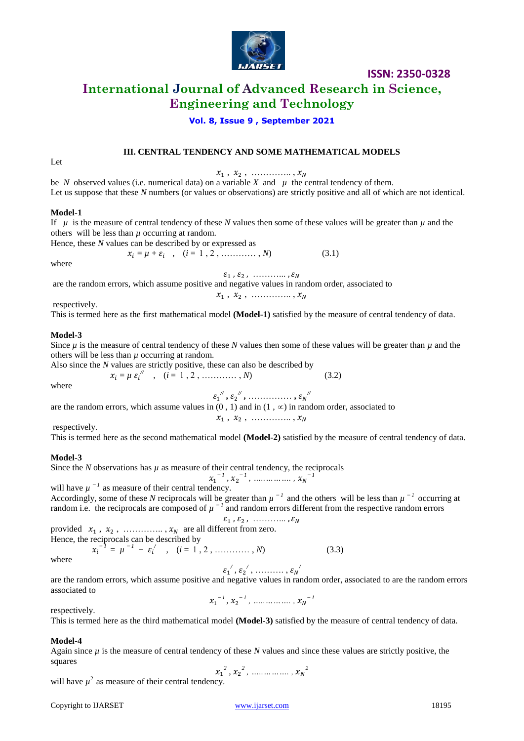### III. CENTRAL TENDENCY AND SOME MATHEMATICAL MODELS

Let

$$x_1\ ,\ x_2\ ,\ \ldots\ldots\ldots\ldots\ ,\ x_N$$

be $N$ observed values (i.e. numerical data) on a variable $X$ and $\mu$ the central tendency of them.
Let us suppose that these $N$ numbers (or values or observations) are strictly positive and all of which are not identical.

**Model-1**

If $\mu$ is the measure of central tendency of these $N$ values then some of these values will be greater than $\mu$ and the others will be less than $\mu$ occurring at random.
Hence, these $N$ values can be described by or expressed as

$$x_i = \mu + \varepsilon_i \quad , \quad (i = 1\ ,2\ , \ldots\ldots\ldots\ , N) \qquad (3.1)$$

where

$$\varepsilon_1\ , \varepsilon_2\ , \ \ldots\ldots\ldots\ , \varepsilon_N$$

are the random errors, which assume positive and negative values in random order, associated to

$$x_1\ ,\ x_2\ ,\ \ldots\ldots\ldots\ldots\ ,\ x_N$$

respectively.
This is termed here as the first mathematical model **(Model-1)** satisfied by the measure of central tendency of data.

**Model-3**

Since $\mu$ is the measure of central tendency of these $N$ values then some of these values will be greater than $\mu$ and the others will be less than $\mu$ occurring at random.
Also since the $N$ values are strictly positive, these can also be described by

$$x_i = \mu\ \varepsilon_i^{//} \quad , \quad (i = 1\ ,2\ , \ldots\ldots\ldots\ , N) \qquad (3.2)$$

where

$$\varepsilon_1^{//}, \varepsilon_2^{//}, \ldots\ldots\ldots\ldots\ , \varepsilon_N^{//}$$

are the random errors, which assume values in $(0\ ,1)$ and in $(1\ , \infty)$ in random order, associated to

$$x_1\ ,\ x_2\ ,\ \ldots\ldots\ldots\ldots\ ,\ x_N$$

respectively.
This is termed here as the second mathematical model **(Model-2)** satisfied by the measure of central tendency of data.

**Model-3**

Since the $N$ observations has $\mu$ as measure of their central tendency, the reciprocals

$$x_1^{-1}, x_2^{-1},\ \ldots\ldots\ldots\ldots\ , x_N^{-1}$$

will have $\mu^{-1}$ as measure of their central tendency.
Accordingly, some of these $N$ reciprocals will be greater than $\mu^{-1}$ and the others will be less than $\mu^{-1}$ occurring at random i.e. the reciprocals are composed of $\mu^{-1}$ and random errors different from the respective random errors

$$\varepsilon_1\ , \varepsilon_2\ , \ \ldots\ldots\ldots\ , \varepsilon_N$$

provided $x_1\ ,\ x_2\ ,\ \ldots\ldots\ldots\ldots\ ,\ x_N$ are all different from zero.
Hence, the reciprocals can be described by

$$x_i^{-1} = \mu^{-1} + \varepsilon_i^{/} \quad , \quad (i = 1\ ,2\ , \ldots\ldots\ldots\ , N) \qquad (3.3)$$

where

$$\varepsilon_1^{/}, \varepsilon_2^{/}, \ldots\ldots\ldots\ , \varepsilon_N^{/}$$

are the random errors, which assume positive and negative values in random order, associated to are the random errors associated to

$$x_1^{-1}, x_2^{-1},\ \ldots\ldots\ldots\ldots\ , x_N^{-1}$$

respectively.
This is termed here as the third mathematical model **(Model-3)** satisfied by the measure of central tendency of data.

**Model-4**

Again since $\mu$ is the measure of central tendency of these $N$ values and since these values are strictly positive, the squares

$$x_1^{2}, x_2^{2},\ \ldots\ldots\ldots\ldots\ , x_N^{2}$$

will have $\mu^2$ as measure of their central tendency.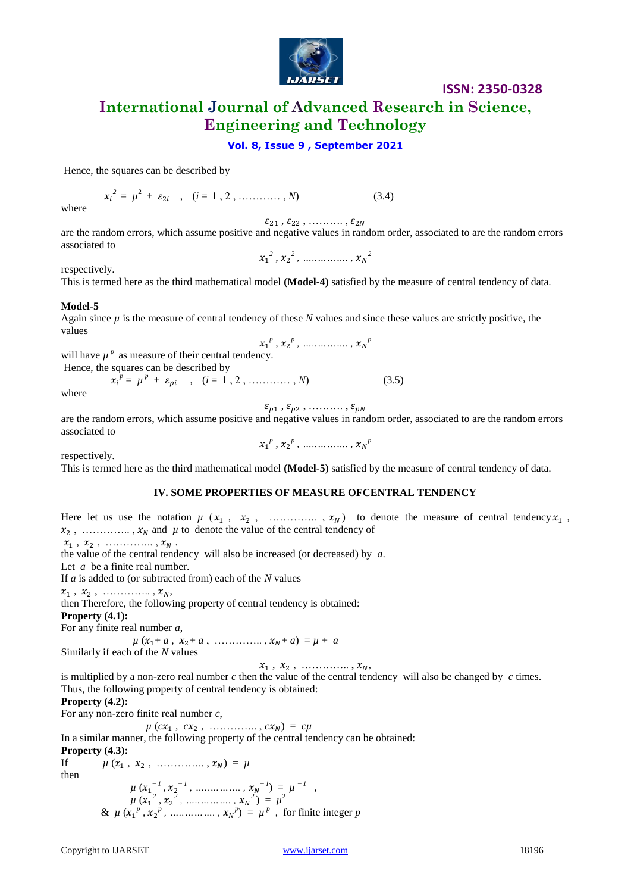Hence, the squares can be described by

$$x_i^2 = \mu^2 + \varepsilon_{2i} \quad , \quad (i = 1 , 2 , \ldots\ldots\ldots\ldots , N) \qquad (3.4)$$

where

$$\varepsilon_{21} , \varepsilon_{22} , \ldots\ldots\ldots\ldots , \varepsilon_{2N}$$

are the random errors, which assume positive and negative values in random order, associated to are the random errors associated to

$$x_1^2 , x_2^2 , \ldots\ldots\ldots\ldots\ldots , x_N^2$$

respectively.

This is termed here as the third mathematical model **(Model-4)** satisfied by the measure of central tendency of data.

**Model-5**

Again since $\mu$ is the measure of central tendency of these $N$ values and since these values are strictly positive, the values

$$x_1^p , x_2^p , \ldots\ldots\ldots\ldots\ldots , x_N^p$$

will have $\mu^p$ as measure of their central tendency.

Hence, the squares can be described by

$$x_i^p = \mu^p + \varepsilon_{pi} \quad , \quad (i = 1 , 2 , \ldots\ldots\ldots\ldots , N) \qquad (3.5)$$

where

$$\varepsilon_{p1} , \varepsilon_{p2} , \ldots\ldots\ldots\ldots , \varepsilon_{pN}$$

are the random errors, which assume positive and negative values in random order, associated to are the random errors associated to

$$x_1^p , x_2^p , \ldots\ldots\ldots\ldots\ldots , x_N^p$$

respectively.

This is termed here as the third mathematical model **(Model-5)** satisfied by the measure of central tendency of data.

## IV. SOME PROPERTIES OF MEASURE OFCENTRAL TENDENCY

Here let us use the notation $\mu\ (x_1 ,\ x_2 ,\ \ldots\ldots\ldots\ldots\ldots , x_N)$ to denote the measure of central tendency $x_1$ , $x_2$ , ………….. , $x_N$ and $\mu$ to denote the value of the central tendency of $x_1$ , $x_2$ , ………….. , $x_N$ .

the value of the central tendency will also be increased (or decreased) by $a$.

Let $a$ be a finite real number.

If $a$ is added to (or subtracted from) each of the $N$ values

$x_1$ , $x_2$ , ………….. , $x_N$,

then Therefore, the following property of central tendency is obtained:

**Property (4.1):**

For any finite real number $a$,

$$\mu\ (x_1 + a ,\ x_2 + a ,\ \ldots\ldots\ldots\ldots\ldots , x_N + a) = \mu + a$$

Similarly if each of the $N$ values

$$x_1 ,\ x_2 ,\ \ldots\ldots\ldots\ldots\ldots , x_N,$$

is multiplied by a non-zero real number $c$ then the value of the central tendency will also be changed by $c$ times.

Thus, the following property of central tendency is obtained:

**Property (4.2):**

For any non-zero finite real number $c$,

$$\mu\ (cx_1 ,\ cx_2 ,\ \ldots\ldots\ldots\ldots\ldots , cx_N) = c\mu$$

In a similar manner, the following property of the central tendency can be obtained:

**Property (4.3):**

If $\quad \mu\ (x_1 ,\ x_2 ,\ \ldots\ldots\ldots\ldots\ldots , x_N) = \mu$

then

$$\mu\ (x_1^{-1} , x_2^{-1} , \ldots\ldots\ldots\ldots\ldots , x_N^{-1}) = \mu^{-1} \ ,$$

$$\mu\ (x_1^2 , x_2^2 , \ldots\ldots\ldots\ldots\ldots , x_N^2) = \mu^2$$

& $\mu\ (x_1^p , x_2^p , \ldots\ldots\ldots\ldots\ldots , x_N^p) = \mu^p$ , for finite integer $p$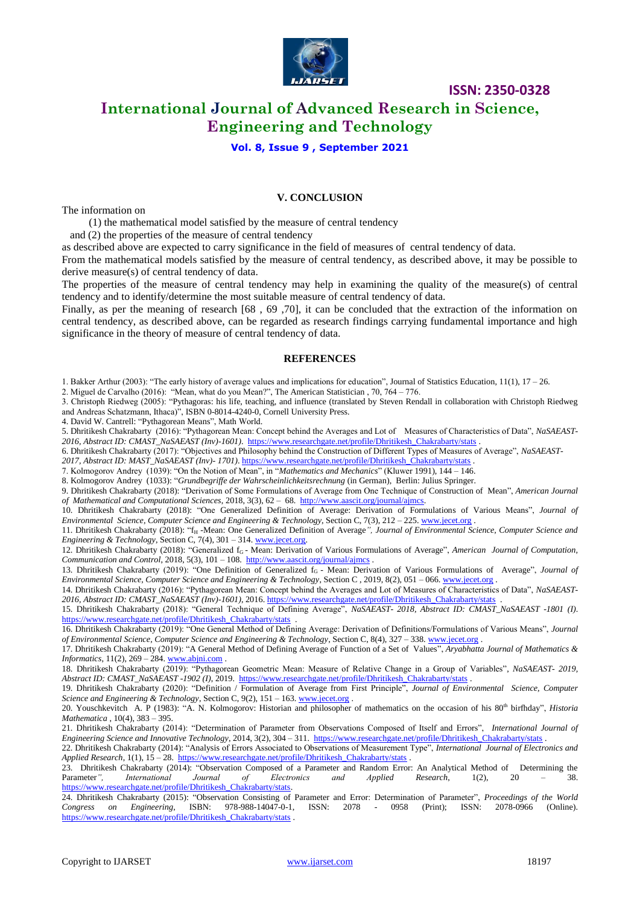## V. CONCLUSION

The information on

(1) the mathematical model satisfied by the measure of central tendency

and (2) the properties of the measure of central tendency

as described above are expected to carry significance in the field of measures of central tendency of data.

From the mathematical models satisfied by the measure of central tendency, as described above, it may be possible to derive measure(s) of central tendency of data.

The properties of the measure of central tendency may help in examining the quality of the measure(s) of central tendency and to identify/determine the most suitable measure of central tendency of data.

Finally, as per the meaning of research [68 , 69 ,70], it can be concluded that the extraction of the information on central tendency, as described above, can be regarded as research findings carrying fundamental importance and high significance in the theory of measure of central tendency of data.

## REFERENCES

1. Bakker Arthur (2003): "The early history of average values and implications for education", Journal of Statistics Education, 11(1), 17 – 26.
2. Miguel de Carvalho (2016): "Mean, what do you Mean?", The American Statistician , 70, 764 – 776.
3. Christoph Riedweg (2005): "Pythagoras: his life, teaching, and influence (translated by Steven Rendall in collaboration with Christoph Riedweg and Andreas Schatzmann, Ithaca)", ISBN 0-8014-4240-0, Cornell University Press.
4. David W. Cantrell: "Pythagorean Means", Math World.
5. Dhritikesh Chakrabarty (2016): "Pythagorean Mean: Concept behind the Averages and Lot of Measures of Characteristics of Data", *NaSAEAST-2016, Abstract ID: CMAST_NaSAEAST (Inv)-1601)*. https://www.researchgate.net/profile/Dhritikesh_Chakrabarty/stats .
6. Dhritikesh Chakrabarty (2017): "Objectives and Philosophy behind the Construction of Different Types of Measures of Average", *NaSAEAST-2017, Abstract ID: MAST_NaSAEAST (Inv)- 1701)*. https://www.researchgate.net/profile/Dhritikesh_Chakrabarty/stats .
7. Kolmogorov Andrey (1039): "On the Notion of Mean", in "*Mathematics and Mechanics*" (Kluwer 1991), 144 – 146.
8. Kolmogorov Andrey (1033): "*Grundbegriffe der Wahrscheinlichkeitsrechnung* (in German), Berlin: Julius Springer.
9. Dhritikesh Chakrabarty (2018): "Derivation of Some Formulations of Average from One Technique of Construction of Mean", *American Journal of Mathematical and Computational Sciences*, 2018, 3(3), 62 – 68. http://www.aascit.org/journal/ajmcs.
10. Dhritikesh Chakrabarty (2018): "One Generalized Definition of Average: Derivation of Formulations of Various Means", *Journal of Environmental Science, Computer Science and Engineering & Technology*, Section C, 7(3), 212 – 225. www.jecet.org .
11. Dhritikesh Chakrabarty (2018): "$f_H$ -Mean: One Generalized Definition of Average*", Journal of Environmental Science, Computer Science and Engineering & Technology*, Section C, 7(4), 301 – 314. www.jecet.org.
12. Dhritikesh Chakrabarty (2018): "Generalized $f_G$ - Mean: Derivation of Various Formulations of Average", *American Journal of Computation, Communication and Control*, 2018, 5(3), 101 – 108. http://www.aascit.org/journal/ajmcs .
13. Dhritikesh Chakrabarty (2019): "One Definition of Generalized $f_G$ - Mean: Derivation of Various Formulations of Average", *Journal of Environmental Science, Computer Science and Engineering & Technology*, Section C , 2019, 8(2), 051 – 066. www.jecet.org .
14. Dhritikesh Chakrabarty (2016): "Pythagorean Mean: Concept behind the Averages and Lot of Measures of Characteristics of Data", *NaSAEAST-2016, Abstract ID: CMAST_NaSAEAST (Inv)-1601)*, 2016. https://www.researchgate.net/profile/Dhritikesh_Chakrabarty/stats .
15. Dhritikesh Chakrabarty (2018): "General Technique of Defining Average", *NaSAEAST- 2018, Abstract ID: CMAST_NaSAEAST -1801 (I)*. https://www.researchgate.net/profile/Dhritikesh_Chakrabarty/stats .
16. Dhritikesh Chakrabarty (2019): "One General Method of Defining Average: Derivation of Definitions/Formulations of Various Means", *Journal of Environmental Science, Computer Science and Engineering & Technology*, Section C, 8(4), 327 – 338. www.jecet.org .
17. Dhritikesh Chakrabarty (2019): "A General Method of Defining Average of Function of a Set of Values", *Aryabhatta Journal of Mathematics & Informatics*, 11(2), 269 – 284. www.abjni.com .
18. Dhritikesh Chakrabarty (2019): "Pythagorean Geometric Mean: Measure of Relative Change in a Group of Variables", *NaSAEAST- 2019, Abstract ID: CMAST_NaSAEAST -1902 (I)*, 2019. https://www.researchgate.net/profile/Dhritikesh_Chakrabarty/stats .
19. Dhritikesh Chakrabarty (2020): "Definition / Formulation of Average from First Principle", *Journal of Environmental Science, Computer Science and Engineering & Technology*, Section C, 9(2), 151 – 163. www.jecet.org .
20. Youschkevitch A. P (1983): "A. N. Kolmogorov: Historian and philosopher of mathematics on the occasion of his 80th birfhday", *Historia Mathematica* , 10(4), 383 – 395.
21. Dhritikesh Chakrabarty (2014): "Determination of Parameter from Observations Composed of Itself and Errors", *International Journal of Engineering Science and Innovative Technology*, 2014, 3(2), 304 – 311. https://www.researchgate.net/profile/Dhritikesh_Chakrabarty/stats .
22. Dhritikesh Chakrabarty (2014): "Analysis of Errors Associated to Observations of Measurement Type", *International Journal of Electronics and Applied Research*, 1(1), 15 – 28. https://www.researchgate.net/profile/Dhritikesh_Chakrabarty/stats .
23. Dhritikesh Chakrabarty (2014): "Observation Composed of a Parameter and Random Error: An Analytical Method of Determining the Parameter*", International Journal of Electronics and Applied Research*, 1(2), 20 – 38. https://www.researchgate.net/profile/Dhritikesh_Chakrabarty/stats.
24. Dhritikesh Chakrabarty (2015): "Observation Consisting of Parameter and Error: Determination of Parameter", *Proceedings of the World Congress on Engineering*, ISBN: 978-988-14047-0-1, ISSN: 2078 - 0958 (Print); ISSN: 2078-0966 (Online). https://www.researchgate.net/profile/Dhritikesh_Chakrabarty/stats .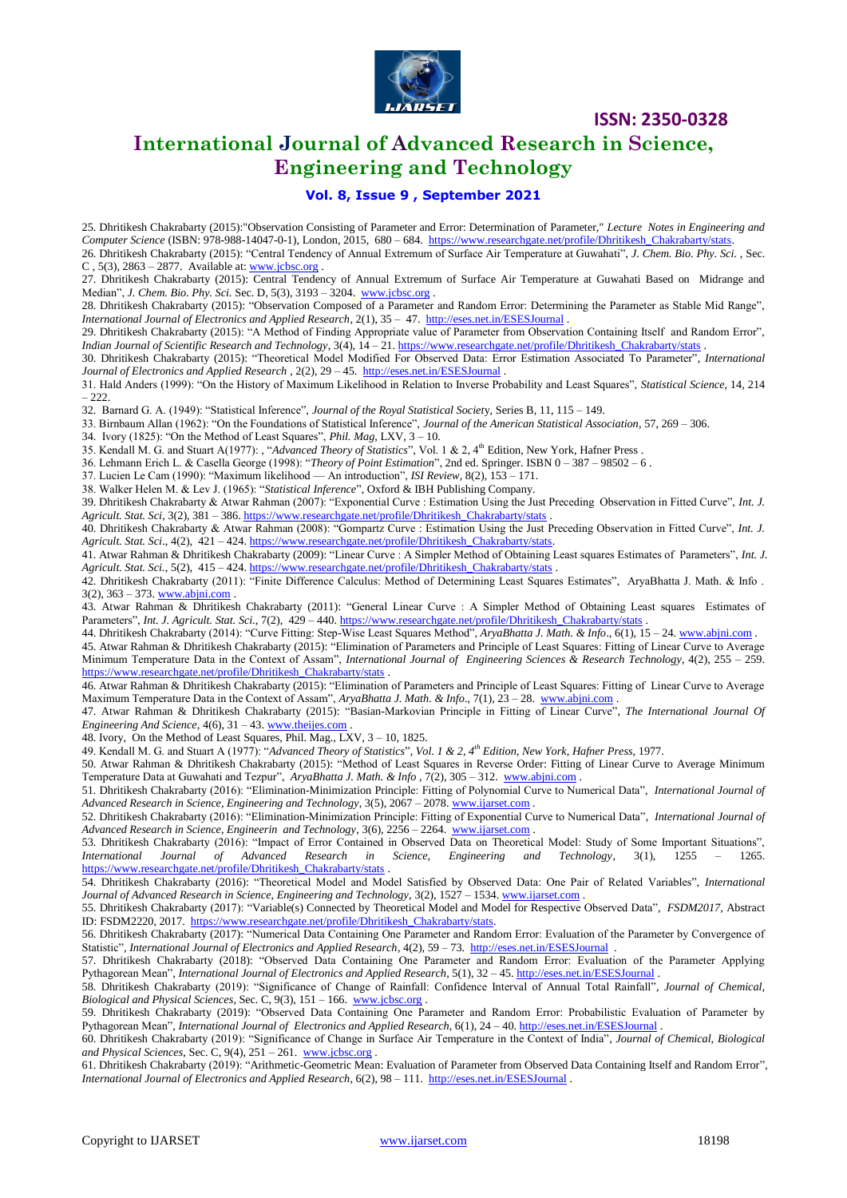25. Dhritikesh Chakrabarty (2015):"Observation Consisting of Parameter and Error: Determination of Parameter," *Lecture Notes in Engineering and Computer Science* (ISBN: 978-988-14047-0-1), London, 2015, 680 – 684. https://www.researchgate.net/profile/Dhritikesh_Chakrabarty/stats.

26. Dhritikesh Chakrabarty (2015): "Central Tendency of Annual Extremum of Surface Air Temperature at Guwahati", *J. Chem. Bio. Phy. Sci.* , Sec. C , 5(3), 2863 – 2877. Available at: www.jcbsc.org .

27. Dhritikesh Chakrabarty (2015): Central Tendency of Annual Extremum of Surface Air Temperature at Guwahati Based on Midrange and Median", *J. Chem. Bio. Phy. Sci.* Sec. D, 5(3), 3193 – 3204. www.jcbsc.org .

28. Dhritikesh Chakrabarty (2015): "Observation Composed of a Parameter and Random Error: Determining the Parameter as Stable Mid Range", *International Journal of Electronics and Applied Research*, 2(1), 35 – 47. http://eses.net.in/ESESJournal .

29. Dhritikesh Chakrabarty (2015): "A Method of Finding Appropriate value of Parameter from Observation Containing Itself and Random Error", *Indian Journal of Scientific Research and Technology*, 3(4), 14 – 21. https://www.researchgate.net/profile/Dhritikesh_Chakrabarty/stats .

30. Dhritikesh Chakrabarty (2015): "Theoretical Model Modified For Observed Data: Error Estimation Associated To Parameter", *International Journal of Electronics and Applied Research* , 2(2), 29 – 45. http://eses.net.in/ESESJournal .

31. Hald Anders (1999): "On the History of Maximum Likelihood in Relation to Inverse Probability and Least Squares", *Statistical Science*, 14, 214 – 222.

32. Barnard G. A. (1949): "Statistical Inference", *Journal of the Royal Statistical Society*, Series B, 11, 115 – 149.

33. Birnbaum Allan (1962): "On the Foundations of Statistical Inference", *Journal of the American Statistical Association*, 57, 269 – 306.

34. Ivory (1825): "On the Method of Least Squares", *Phil. Mag*, LXV, 3 – 10.

35. Kendall M. G. and Stuart A(1977): , "*Advanced Theory of Statistics*", Vol. 1 & 2, 4th Edition, New York, Hafner Press .

36. Lehmann Erich L. & Casella George (1998): "*Theory of Point Estimation*", 2nd ed. Springer. ISBN 0 – 387 – 98502 – 6 .

37. Lucien Le Cam (1990): "Maximum likelihood — An introduction", *ISI Review*, 8(2), 153 – 171.

38. Walker Helen M. & Lev J. (1965): "*Statistical Inference*", Oxford & IBH Publishing Company.

39. Dhritikesh Chakrabarty & Atwar Rahman (2007): "Exponential Curve : Estimation Using the Just Preceding Observation in Fitted Curve", *Int. J. Agricult. Stat. Sci*, 3(2), 381 – 386. https://www.researchgate.net/profile/Dhritikesh_Chakrabarty/stats .

40. Dhritikesh Chakrabarty & Atwar Rahman (2008): "Gompartz Curve : Estimation Using the Just Preceding Observation in Fitted Curve", *Int. J. Agricult. Stat. Sci*., 4(2), 421 – 424. https://www.researchgate.net/profile/Dhritikesh_Chakrabarty/stats.

41. Atwar Rahman & Dhritikesh Chakrabarty (2009): "Linear Curve : A Simpler Method of Obtaining Least squares Estimates of Parameters", *Int. J. Agricult. Stat. Sci.*, 5(2), 415 – 424. https://www.researchgate.net/profile/Dhritikesh_Chakrabarty/stats .

42. Dhritikesh Chakrabarty (2011): "Finite Difference Calculus: Method of Determining Least Squares Estimates", AryaBhatta J. Math. & Info . 3(2), 363 – 373. www.abjni.com .

43. Atwar Rahman & Dhritikesh Chakrabarty (2011): "General Linear Curve : A Simpler Method of Obtaining Least squares Estimates of Parameters", *Int. J. Agricult. Stat. Sci.*, 7(2), 429 – 440. https://www.researchgate.net/profile/Dhritikesh_Chakrabarty/stats .

44. Dhritikesh Chakrabarty (2014): "Curve Fitting: Step-Wise Least Squares Method", *AryaBhatta J. Math. & Info*., 6(1), 15 – 24. www.abjni.com .

45. Atwar Rahman & Dhritikesh Chakrabarty (2015): "Elimination of Parameters and Principle of Least Squares: Fitting of Linear Curve to Average Minimum Temperature Data in the Context of Assam", *International Journal of Engineering Sciences & Research Technology*, 4(2), 255 – 259. https://www.researchgate.net/profile/Dhritikesh_Chakrabarty/stats .

46. Atwar Rahman & Dhritikesh Chakrabarty (2015): "Elimination of Parameters and Principle of Least Squares: Fitting of Linear Curve to Average Maximum Temperature Data in the Context of Assam", *AryaBhatta J. Math. & Info*., 7(1), 23 – 28. www.abjni.com .

47. Atwar Rahman & Dhritikesh Chakrabarty (2015): "Basian-Markovian Principle in Fitting of Linear Curve", *The International Journal Of Engineering And Science*, 4(6), 31 – 43. www.theijes.com .

48. Ivory, On the Method of Least Squares, Phil. Mag., LXV, 3 – 10, 1825.

49. Kendall M. G. and Stuart A (1977): "*Advanced Theory of Statistics*", *Vol. 1 & 2, 4th Edition, New York, Hafner Press*, 1977.

50. Atwar Rahman & Dhritikesh Chakrabarty (2015): "Method of Least Squares in Reverse Order: Fitting of Linear Curve to Average Minimum Temperature Data at Guwahati and Tezpur", *AryaBhatta J. Math. & Info* , 7(2), 305 – 312. www.abjni.com .

51. Dhritikesh Chakrabarty (2016): "Elimination-Minimization Principle: Fitting of Polynomial Curve to Numerical Data", *International Journal of Advanced Research in Science, Engineering and Technology*, 3(5), 2067 – 2078. www.ijarset.com .

52. Dhritikesh Chakrabarty (2016): "Elimination-Minimization Principle: Fitting of Exponential Curve to Numerical Data", *International Journal of Advanced Research in Science, Engineerin and Technology*, 3(6), 2256 – 2264. www.ijarset.com .

53. Dhritikesh Chakrabarty (2016): "Impact of Error Contained in Observed Data on Theoretical Model: Study of Some Important Situations", *International Journal of Advanced Research in Science, Engineering and Technology*, 3(1), 1255 – 1265. https://www.researchgate.net/profile/Dhritikesh_Chakrabarty/stats .

54. Dhritikesh Chakrabarty (2016): "Theoretical Model and Model Satisfied by Observed Data: One Pair of Related Variables", *International Journal of Advanced Research in Science, Engineering and Technology*, 3(2), 1527 – 1534. www.ijarset.com .

55. Dhritikesh Chakrabarty (2017): "Variable(s) Connected by Theoretical Model and Model for Respective Observed Data", *FSDM2017*, Abstract ID: FSDM2220, 2017. https://www.researchgate.net/profile/Dhritikesh_Chakrabarty/stats.

56. Dhritikesh Chakrabarty (2017): "Numerical Data Containing One Parameter and Random Error: Evaluation of the Parameter by Convergence of Statistic", *International Journal of Electronics and Applied Research*, 4(2), 59 – 73. http://eses.net.in/ESESJournal .

57. Dhritikesh Chakrabarty (2018): "Observed Data Containing One Parameter and Random Error: Evaluation of the Parameter Applying Pythagorean Mean", *International Journal of Electronics and Applied Research*, 5(1), 32 – 45. http://eses.net.in/ESESJournal .

58. Dhritikesh Chakrabarty (2019): "Significance of Change of Rainfall: Confidence Interval of Annual Total Rainfall", *Journal of Chemical, Biological and Physical Sciences*, Sec. C, 9(3), 151 – 166. www.jcbsc.org .

59. Dhritikesh Chakrabarty (2019): "Observed Data Containing One Parameter and Random Error: Probabilistic Evaluation of Parameter by Pythagorean Mean", *International Journal of Electronics and Applied Research*, 6(1), 24 – 40. http://eses.net.in/ESESJournal .

60. Dhritikesh Chakrabarty (2019): "Significance of Change in Surface Air Temperature in the Context of India", *Journal of Chemical, Biological and Physical Sciences*, Sec. C, 9(4), 251 – 261. www.jcbsc.org .

61. Dhritikesh Chakrabarty (2019): "Arithmetic-Geometric Mean: Evaluation of Parameter from Observed Data Containing Itself and Random Error", *International Journal of Electronics and Applied Research*, 6(2), 98 – 111. http://eses.net.in/ESESJournal .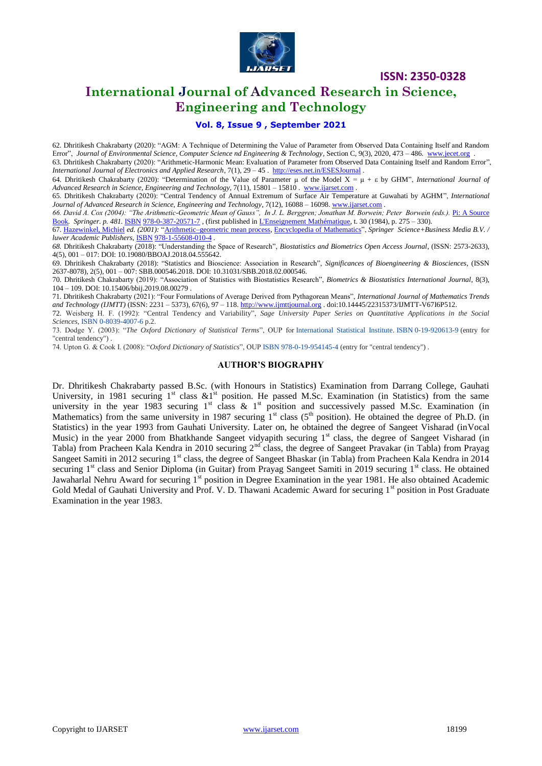62. Dhritikesh Chakrabarty (2020): "AGM: A Technique of Determining the Value of Parameter from Observed Data Containing Itself and Random Error", *Journal of Environmental Science, Computer Science nd Engineering & Technology*, Section C, 9(3), 2020, 473 – 486. www.jecet.org .

63. Dhritikesh Chakrabarty (2020): "Arithmetic-Harmonic Mean: Evaluation of Parameter from Observed Data Containing Itself and Random Error", *International Journal of Electronics and Applied Research*, 7(1), 29 – 45 . http://eses.net.in/ESESJournal .

64. Dhritikesh Chakrabarty (2020): "Determination of the Value of Parameter μ of the Model X = μ + ε by GHM", *International Journal of Advanced Research in Science, Engineering and Technology*, 7(11), 15801 – 15810 . www.ijarset.com .

65. Dhritikesh Chakrabarty (2020): "Central Tendency of Annual Extremum of Surface Air Temperature at Guwahati by AGHM", *International Journal of Advanced Research in Science, Engineering and Technology*, 7(12), 16088 – 16098. www.ijarset.com .

*66. David A. Cox (2004): "The Arithmetic-Geometric Mean of Gauss", In J. L. Berggren; Jonathan M. Borwein; Peter Borwein (eds.).* Pi: A Source Book. *Springer. p. 481.* ISBN 978-0-387-20571-7 , (first published in L'Enseignement Mathématique, t. 30 (1984), p. 275 – 330).

67. Hazewinkel, Michiel *ed. (2001):* "Arithmetic–geometric mean process, Encyclopedia of Mathematics", *Springer Science+Business Media B.V. / luwer Academic Publishers*, ISBN 978-1-55608-010-4 .

*68.* Dhritikesh Chakrabarty (2018): "Understanding the Space of Research", *Biostatistics and Biometrics Open Access Journal*, (ISSN: 2573-2633), 4(5), 001 – 017: DOI: 10.19080/BBOAJ.2018.04.555642.

69. Dhritikesh Chakrabarty (2018): "Statistics and Bioscience: Association in Research", *Significances of Bioengineering & Biosciences*, (ISSN 2637-8078), 2(5), 001 – 007: SBB.000546.2018. DOI: 10.31031/SBB.2018.02.000546.

70. Dhritikesh Chakrabarty (2019): "Association of Statistics with Biostatistics Research", *Biometrics & Biostatistics International Journal*, 8(3), 104 – 109. DOI: 10.15406/bbij.2019.08.00279 .

71. Dhritikesh Chakrabarty (2021): "Four Formulations of Average Derived from Pythagorean Means", *International Journal of Mathematics Trends and Technology (IJMTT)* (ISSN: 2231 – 5373), 67(6), 97 – 118. http://www.ijmttjournal.org . doi:10.14445/22315373/IJMTT-V67I6P512.

72. Weisberg H. F. (1992): "Central Tendency and Variability", *Sage University Paper Series on Quantitative Applications in the Social Sciences*, ISBN 0-8039-4007-6 p.2.

73. Dodge Y. (2003): "*The Oxford Dictionary of Statistical Terms*", OUP for International Statistical Institute. ISBN 0-19-920613-9 (entry for "central tendency") .

74. Upton G. & Cook I. (2008): "*Oxford Dictionary of Statistics*", OUP ISBN 978-0-19-954145-4 (entry for "central tendency") .

## AUTHOR'S BIOGRAPHY

Dr. Dhritikesh Chakrabarty passed B.Sc. (with Honours in Statistics) Examination from Darrang College, Gauhati University, in 1981 securing 1st class &1st position. He passed M.Sc. Examination (in Statistics) from the same university in the year 1983 securing 1st class & 1st position and successively passed M.Sc. Examination (in Mathematics) from the same university in 1987 securing 1st class (5th position). He obtained the degree of Ph.D. (in Statistics) in the year 1993 from Gauhati University. Later on, he obtained the degree of Sangeet Visharad (inVocal Music) in the year 2000 from Bhatkhande Sangeet vidyapith securing 1st class, the degree of Sangeet Visharad (in Tabla) from Pracheen Kala Kendra in 2010 securing 2nd class, the degree of Sangeet Pravakar (in Tabla) from Prayag Sangeet Samiti in 2012 securing 1st class, the degree of Sangeet Bhaskar (in Tabla) from Pracheen Kala Kendra in 2014 securing 1st class and Senior Diploma (in Guitar) from Prayag Sangeet Samiti in 2019 securing 1st class. He obtained Jawaharlal Nehru Award for securing 1st position in Degree Examination in the year 1981. He also obtained Academic Gold Medal of Gauhati University and Prof. V. D. Thawani Academic Award for securing 1st position in Post Graduate Examination in the year 1983.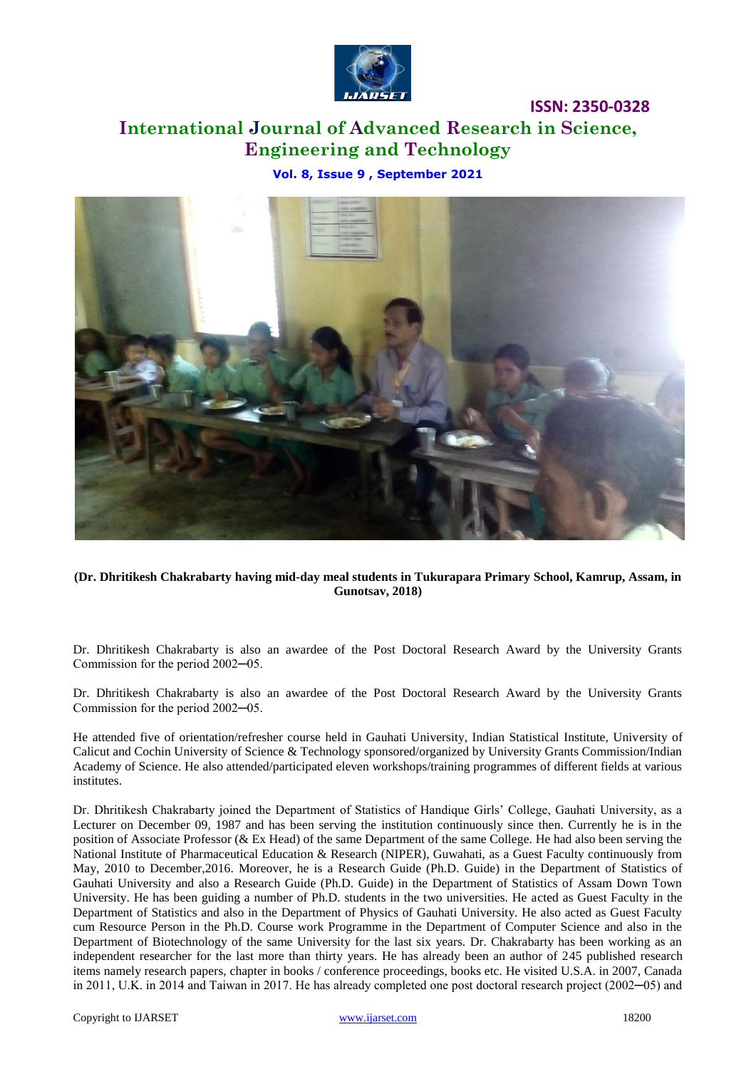**(Dr. Dhritikesh Chakrabarty having mid-day meal students in Tukurapara Primary School, Kamrup, Assam, in Gunotsav, 2018)**

Dr. Dhritikesh Chakrabarty is also an awardee of the Post Doctoral Research Award by the University Grants Commission for the period 2002─05.

Dr. Dhritikesh Chakrabarty is also an awardee of the Post Doctoral Research Award by the University Grants Commission for the period 2002─05.

He attended five of orientation/refresher course held in Gauhati University, Indian Statistical Institute, University of Calicut and Cochin University of Science & Technology sponsored/organized by University Grants Commission/Indian Academy of Science. He also attended/participated eleven workshops/training programmes of different fields at various institutes.

Dr. Dhritikesh Chakrabarty joined the Department of Statistics of Handique Girls' College, Gauhati University, as a Lecturer on December 09, 1987 and has been serving the institution continuously since then. Currently he is in the position of Associate Professor (& Ex Head) of the same Department of the same College. He had also been serving the National Institute of Pharmaceutical Education & Research (NIPER), Guwahati, as a Guest Faculty continuously from May, 2010 to December,2016. Moreover, he is a Research Guide (Ph.D. Guide) in the Department of Statistics of Gauhati University and also a Research Guide (Ph.D. Guide) in the Department of Statistics of Assam Down Town University. He has been guiding a number of Ph.D. students in the two universities. He acted as Guest Faculty in the Department of Statistics and also in the Department of Physics of Gauhati University. He also acted as Guest Faculty cum Resource Person in the Ph.D. Course work Programme in the Department of Computer Science and also in the Department of Biotechnology of the same University for the last six years. Dr. Chakrabarty has been working as an independent researcher for the last more than thirty years. He has already been an author of 245 published research items namely research papers, chapter in books / conference proceedings, books etc. He visited U.S.A. in 2007, Canada in 2011, U.K. in 2014 and Taiwan in 2017. He has already completed one post doctoral research project (2002─05) and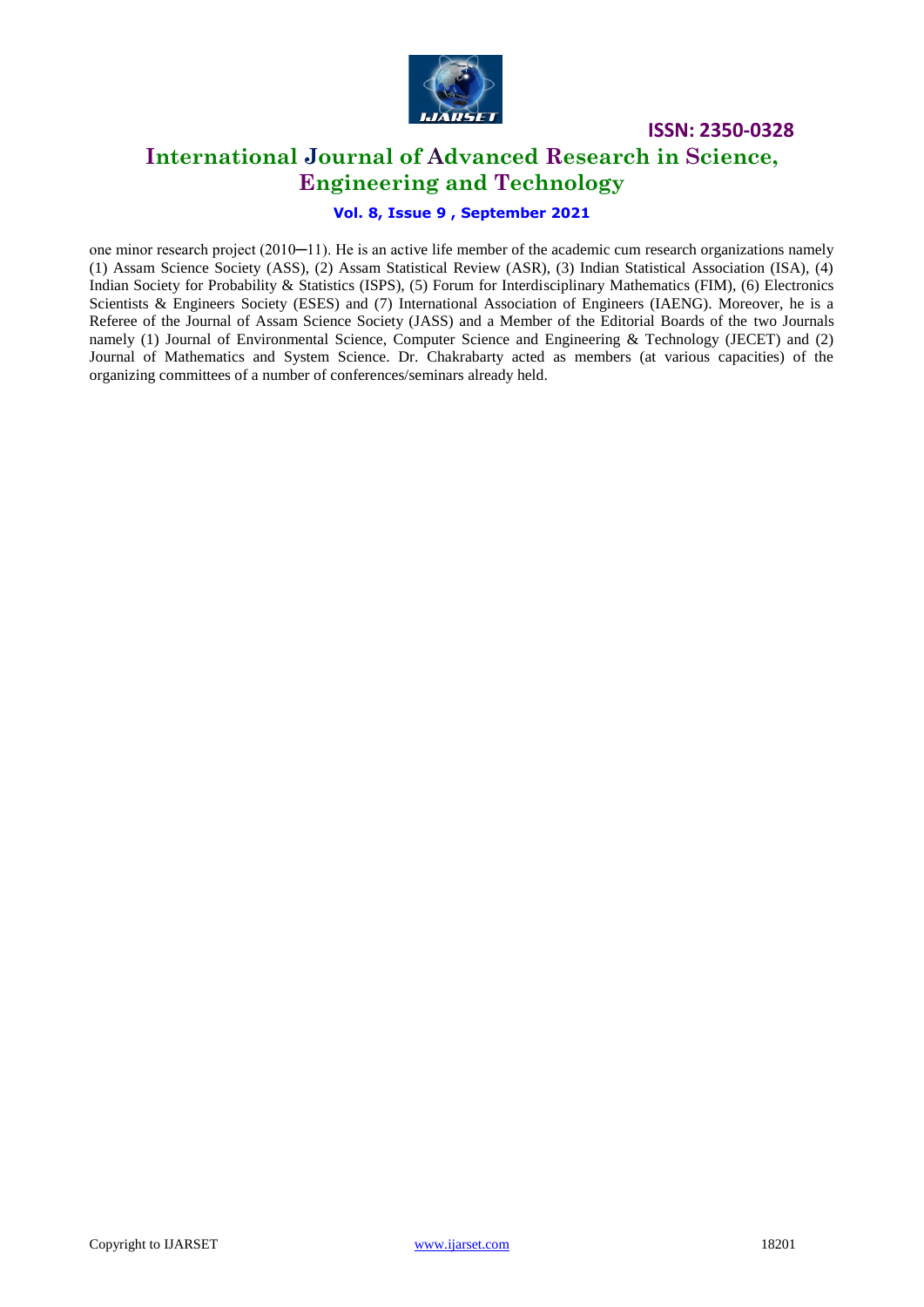one minor research project (2010─11). He is an active life member of the academic cum research organizations namely (1) Assam Science Society (ASS), (2) Assam Statistical Review (ASR), (3) Indian Statistical Association (ISA), (4) Indian Society for Probability & Statistics (ISPS), (5) Forum for Interdisciplinary Mathematics (FIM), (6) Electronics Scientists & Engineers Society (ESES) and (7) International Association of Engineers (IAENG). Moreover, he is a Referee of the Journal of Assam Science Society (JASS) and a Member of the Editorial Boards of the two Journals namely (1) Journal of Environmental Science, Computer Science and Engineering & Technology (JECET) and (2) Journal of Mathematics and System Science. Dr. Chakrabarty acted as members (at various capacities) of the organizing committees of a number of conferences/seminars already held.